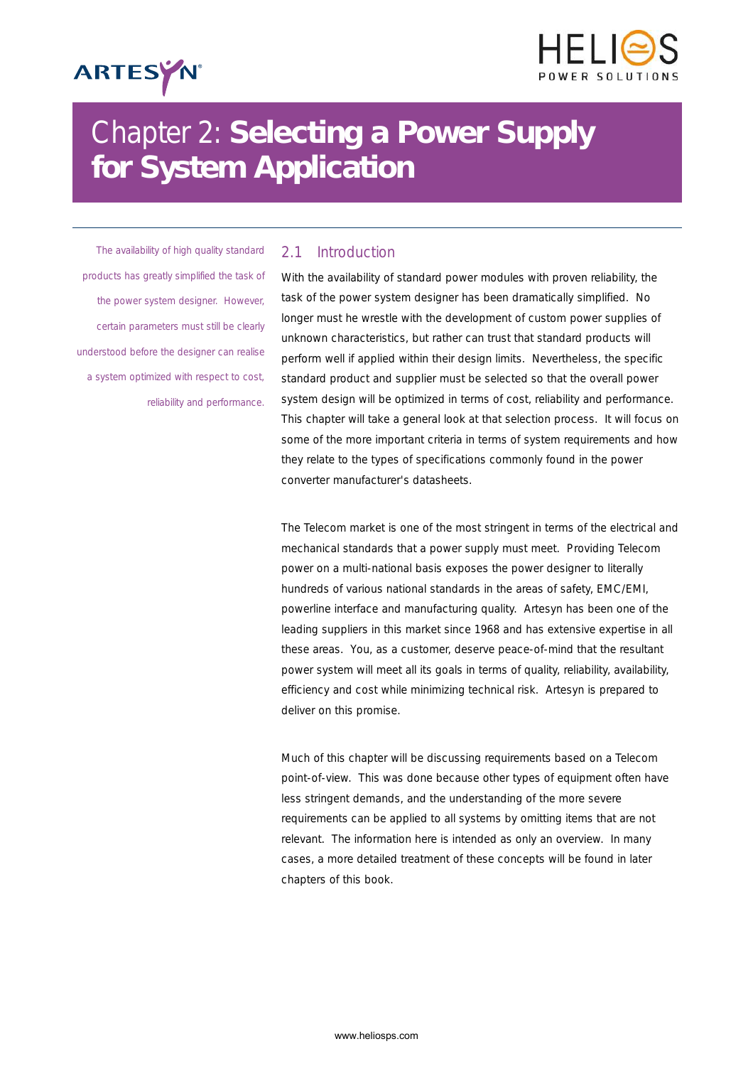# Chapter 2: **Selecting a Power Supply for System Application**

The availability of high quality standard products has greatly simplified the task of the power system designer. However, certain parameters must still be clearly understood before the designer can realise a system optimized with respect to cost, reliability and performance.

## 2.1 Introduction

With the availability of standard power modules with proven reliability, the task of the power system designer has been dramatically simplified. No longer must he wrestle with the development of custom power supplies of unknown characteristics, but rather can trust that standard products will perform well if applied within their design limits. Nevertheless, the specific standard product and supplier must be selected so that the overall power system design will be optimized in terms of cost, reliability and performance. This chapter will take a general look at that selection process. It will focus on some of the more important criteria in terms of system requirements and how they relate to the types of specifications commonly found in the power converter manufacturer's datasheets.

The Telecom market is one of the most stringent in terms of the electrical and mechanical standards that a power supply must meet. Providing Telecom power on a multi-national basis exposes the power designer to literally hundreds of various national standards in the areas of safety, EMC/EMI, powerline interface and manufacturing quality. Artesyn has been one of the leading suppliers in this market since 1968 and has extensive expertise in all these areas. You, as a customer, deserve peace-of-mind that the resultant power system will meet all its goals in terms of quality, reliability, availability, efficiency and cost while minimizing technical risk. Artesyn is prepared to deliver on this promise.

Much of this chapter will be discussing requirements based on a Telecom point-of-view. This was done because other types of equipment often have less stringent demands, and the understanding of the more severe requirements can be applied to all systems by omitting items that are not relevant. The information here is intended as only an overview. In many cases, a more detailed treatment of these concepts will be found in later chapters of this book.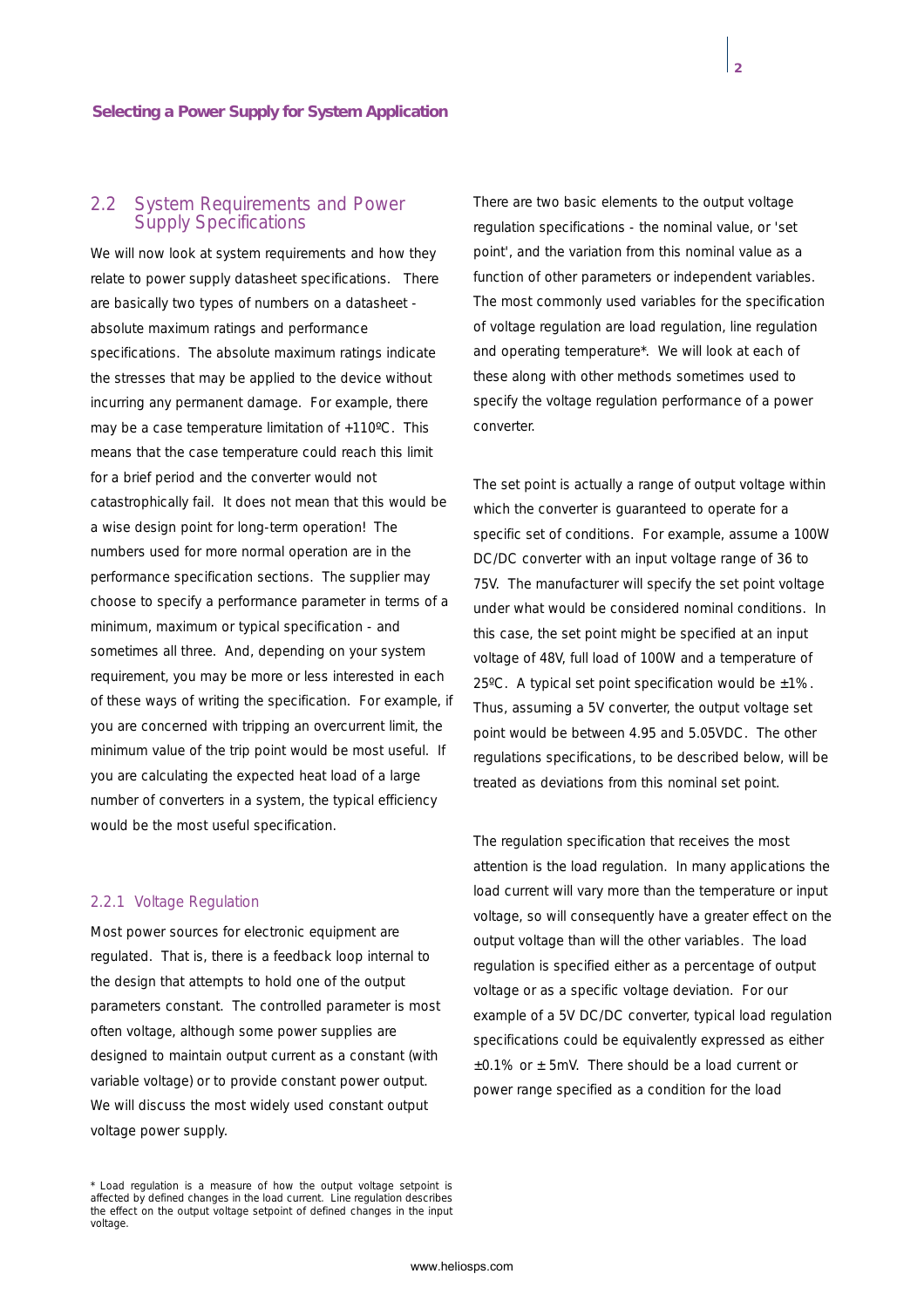## 2.2 System Requirements and Power Supply Specifications

We will now look at system requirements and how they relate to power supply datasheet specifications. There are basically two types of numbers on a datasheet - absolute maximum ratings and performance specifications. The absolute maximum ratings indicate the stresses that may be applied to the device without incurring any permanent damage. For example, there may be a case temperature limitation of +110ºC. This means that the case temperature could reach this limit for a brief period and the converter would not catastrophically fail. It does not mean that this would be a wise design point for long-term operation! The numbers used for more normal operation are in the performance specification sections. The supplier may choose to specify a performance parameter in terms of a minimum, maximum or typical specification - and sometimes all three. And, depending on your system requirement, you may be more or less interested in each of these ways of writing the specification. For example, if you are concerned with tripping an overcurrent limit, the minimum value of the trip point would be most useful. If you are calculating the expected heat load of a large number of converters in a system, the typical efficiency would be the most useful specification.

### 2.2.1 Voltage Regulation

Most power sources for electronic equipment are regulated. That is, there is a feedback loop internal to the design that attempts to hold one of the output parameters constant. The controlled parameter is most often voltage, although some power supplies are designed to maintain output current as a constant (with variable voltage) or to provide constant power output. We will discuss the most widely used constant output voltage power supply.

There are two basic elements to the output voltage regulation specifications - the nominal value, or 'set point', and the variation from this nominal value as a function of other parameters or independent variables. The most commonly used variables for the specification of voltage regulation are load regulation, line regulation and operating temperature*. We will look at each of these along with other methods sometimes used to specify the voltage regulation performance of a power converter.

The set point is actually a range of output voltage within which the converter is guaranteed to operate for a specific set of conditions. For example, assume a 100W DC/DC converter with an input voltage range of 36 to 75V. The manufacturer will specify the set point voltage under what would be considered nominal conditions. In this case, the set point might be specified at an input voltage of 48V, full load of 100W and a temperature of 25ºC. A typical set point specification would be ±1%. Thus, assuming a 5V converter, the output voltage set point would be between 4.95 and 5.05VDC. The other regulations specifications, to be described below, will be treated as deviations from this nominal set point.

The regulation specification that receives the most attention is the load regulation. In many applications the load current will vary more than the temperature or input voltage, so will consequently have a greater effect on the output voltage than will the other variables. The load regulation is specified either as a percentage of output voltage or as a specific voltage deviation. For our example of a 5V DC/DC converter, typical load regulation specifications could be equivalently expressed as either ±0.1% or ± 5mV. There should be a load current or power range specified as a condition for the load

* Load regulation is a measure of how the output voltage setpoint is affected by defined changes in the load current. Line regulation describes the effect on the output voltage setpoint of defined changes in the input voltage.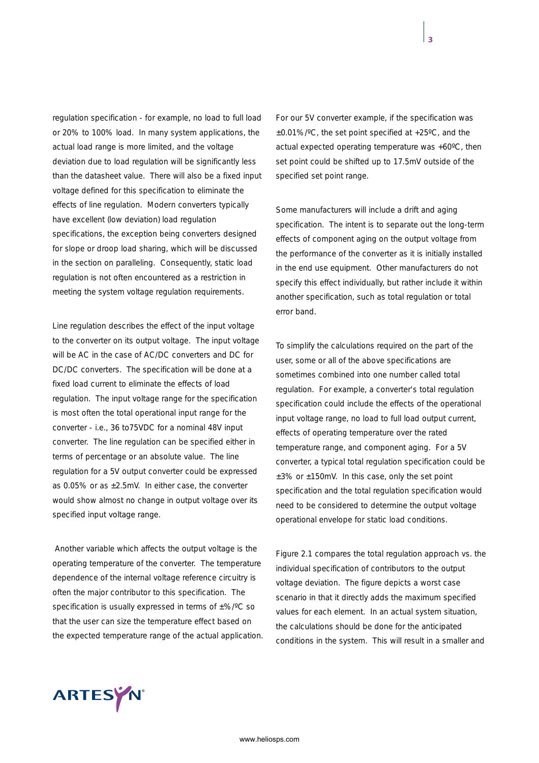regulation specification - for example, no load to full load or 20% to 100% load. In many system applications, the actual load range is more limited, and the voltage deviation due to load regulation will be significantly less than the datasheet value. There will also be a fixed input voltage defined for this specification to eliminate the effects of line regulation. Modern converters typically have excellent (low deviation) load regulation specifications, the exception being converters designed for slope or droop load sharing, which will be discussed in the section on paralleling. Consequently, static load regulation is not often encountered as a restriction in meeting the system voltage regulation requirements.

Line regulation describes the effect of the input voltage to the converter on its output voltage. The input voltage will be AC in the case of AC/DC converters and DC for DC/DC converters. The specification will be done at a fixed load current to eliminate the effects of load regulation. The input voltage range for the specification is most often the total operational input range for the converter - i.e., 36 to75VDC for a nominal 48V input converter. The line regulation can be specified either in terms of percentage or an absolute value. The line regulation for a 5V output converter could be expressed as 0.05% or as ±2.5mV. In either case, the converter would show almost no change in output voltage over its specified input voltage range.

Another variable which affects the output voltage is the operating temperature of the converter. The temperature dependence of the internal voltage reference circuitry is often the major contributor to this specification. The specification is usually expressed in terms of ±%/ºC so that the user can size the temperature effect based on the expected temperature range of the actual application.

For our 5V converter example, if the specification was ±0.01%/ºC, the set point specified at +25ºC, and the actual expected operating temperature was +60ºC, then set point could be shifted up to 17.5mV outside of the specified set point range.

Some manufacturers will include a drift and aging specification. The intent is to separate out the long-term effects of component aging on the output voltage from the performance of the converter as it is initially installed in the end use equipment. Other manufacturers do not specify this effect individually, but rather include it within another specification, such as total regulation or total error band.

To simplify the calculations required on the part of the user, some or all of the above specifications are sometimes combined into one number called total regulation. For example, a converter's total regulation specification could include the effects of the operational input voltage range, no load to full load output current, effects of operating temperature over the rated temperature range, and component aging. For a 5V converter, a typical total regulation specification could be ±3% or ±150mV. In this case, only the set point specification and the total regulation specification would need to be considered to determine the output voltage operational envelope for static load conditions.

Figure 2.1 compares the total regulation approach vs. the individual specification of contributors to the output voltage deviation. The figure depicts a worst case scenario in that it directly adds the maximum specified values for each element. In an actual system situation, the calculations should be done for the anticipated conditions in the system. This will result in a smaller and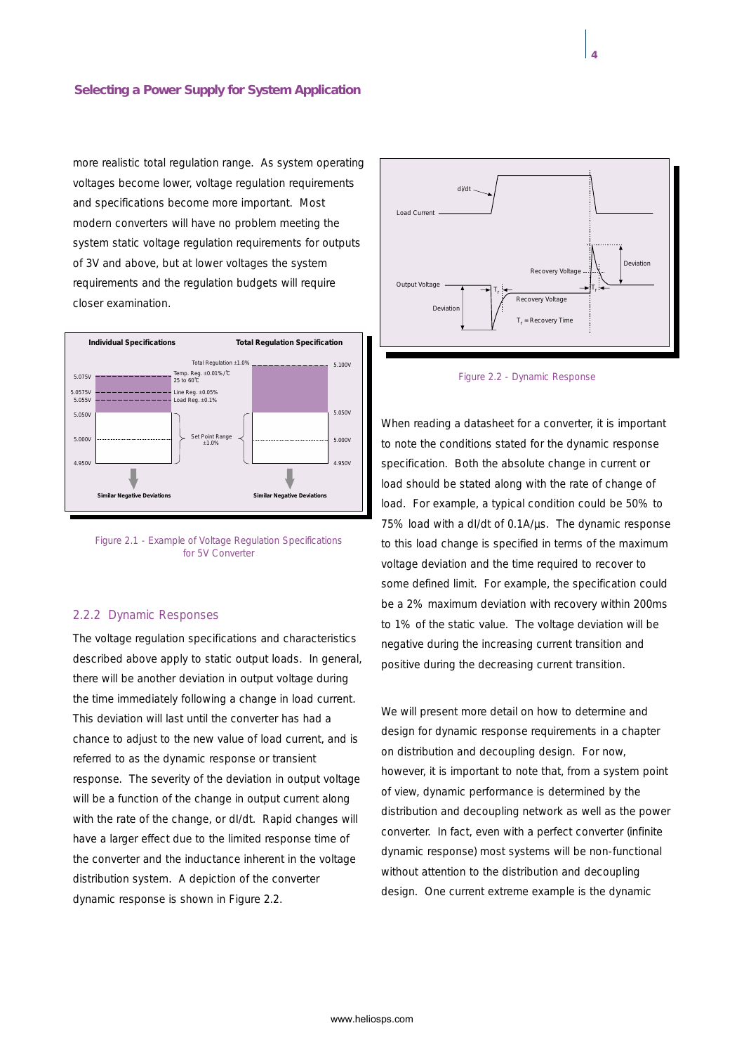more realistic total regulation range. As system operating voltages become lower, voltage regulation requirements and specifications become more important. Most modern converters will have no problem meeting the system static voltage regulation requirements for outputs of 3V and above, but at lower voltages the system requirements and the regulation budgets will require closer examination.

Figure 2.1 - Example of Voltage Regulation Specifications for 5V Converter

### 2.2.2 Dynamic Responses

The voltage regulation specifications and characteristics described above apply to static output loads. In general, there will be another deviation in output voltage during the time immediately following a change in load current. This deviation will last until the converter has had a chance to adjust to the new value of load current, and is referred to as the dynamic response or transient response. The severity of the deviation in output voltage will be a function of the change in output current along with the rate of the change, or dI/dt. Rapid changes will have a larger effect due to the limited response time of the converter and the inductance inherent in the voltage distribution system. A depiction of the converter dynamic response is shown in Figure 2.2.

Figure 2.2 - Dynamic Response

When reading a datasheet for a converter, it is important to note the conditions stated for the dynamic response specification. Both the absolute change in current or load should be stated along with the rate of change of load. For example, a typical condition could be 50% to 75% load with a dI/dt of 0.1A/µs. The dynamic response to this load change is specified in terms of the maximum voltage deviation and the time required to recover to some defined limit. For example, the specification could be a 2% maximum deviation with recovery within 200ms to 1% of the static value. The voltage deviation will be negative during the increasing current transition and positive during the decreasing current transition.

We will present more detail on how to determine and design for dynamic response requirements in a chapter on distribution and decoupling design. For now, however, it is important to note that, from a system point of view, dynamic performance is determined by the distribution and decoupling network as well as the power converter. In fact, even with a perfect converter (infinite dynamic response) most systems will be non-functional without attention to the distribution and decoupling design. One current extreme example is the dynamic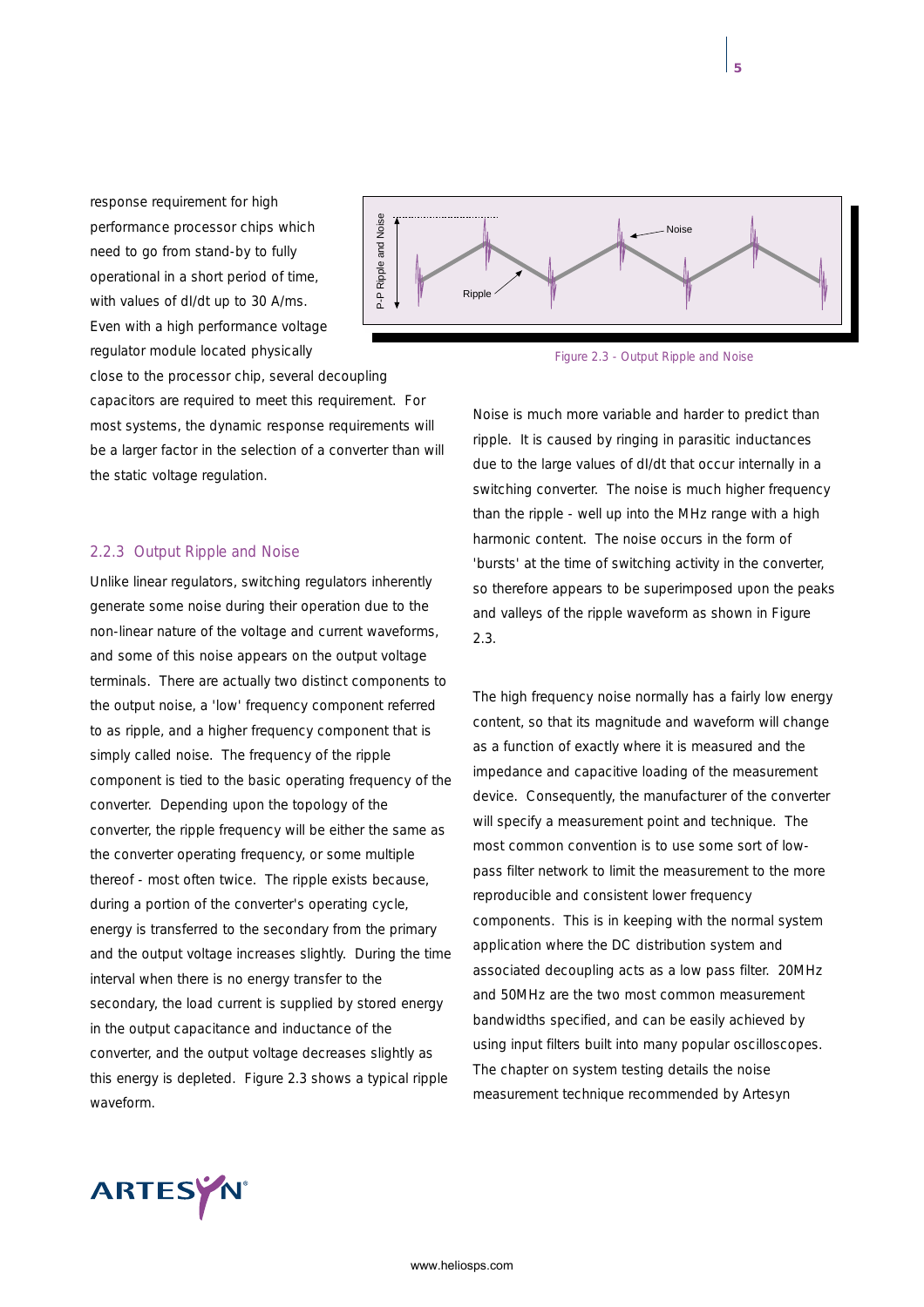response requirement for high performance processor chips which need to go from stand-by to fully operational in a short period of time, with values of dI/dt up to 30 A/ms. Even with a high performance voltage regulator module located physically close to the processor chip, several decoupling capacitors are required to meet this requirement. For most systems, the dynamic response requirements will be a larger factor in the selection of a converter than will the static voltage regulation.

### 2.2.3 Output Ripple and Noise

Unlike linear regulators, switching regulators inherently generate some noise during their operation due to the non-linear nature of the voltage and current waveforms, and some of this noise appears on the output voltage terminals. There are actually two distinct components to the output noise, a 'low' frequency component referred to as ripple, and a higher frequency component that is simply called noise. The frequency of the ripple component is tied to the basic operating frequency of the converter. Depending upon the topology of the converter, the ripple frequency will be either the same as the converter operating frequency, or some multiple thereof - most often twice. The ripple exists because, during a portion of the converter's operating cycle, energy is transferred to the secondary from the primary and the output voltage increases slightly. During the time interval when there is no energy transfer to the secondary, the load current is supplied by stored energy in the output capacitance and inductance of the converter, and the output voltage decreases slightly as this energy is depleted. Figure 2.3 shows a typical ripple waveform.

Figure 2.3 - Output Ripple and Noise

Noise is much more variable and harder to predict than ripple. It is caused by ringing in parasitic inductances due to the large values of dI/dt that occur internally in a switching converter. The noise is much higher frequency than the ripple - well up into the MHz range with a high harmonic content. The noise occurs in the form of 'bursts' at the time of switching activity in the converter, so therefore appears to be superimposed upon the peaks and valleys of the ripple waveform as shown in Figure 2.3.

The high frequency noise normally has a fairly low energy content, so that its magnitude and waveform will change as a function of exactly where it is measured and the impedance and capacitive loading of the measurement device. Consequently, the manufacturer of the converter will specify a measurement point and technique. The most common convention is to use some sort of low-pass filter network to limit the measurement to the more reproducible and consistent lower frequency components. This is in keeping with the normal system application where the DC distribution system and associated decoupling acts as a low pass filter. 20MHz and 50MHz are the two most common measurement bandwidths specified, and can be easily achieved by using input filters built into many popular oscilloscopes. The chapter on system testing details the noise measurement technique recommended by Artesyn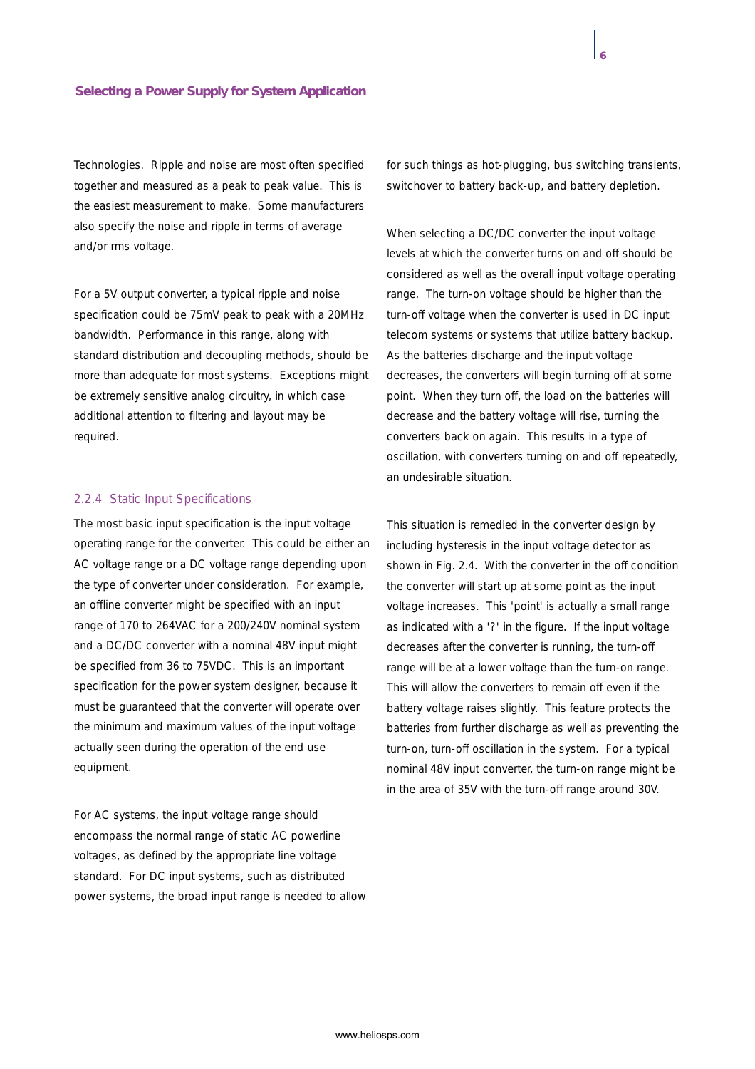Technologies. Ripple and noise are most often specified together and measured as a peak to peak value. This is the easiest measurement to make. Some manufacturers also specify the noise and ripple in terms of average and/or rms voltage.

For a 5V output converter, a typical ripple and noise specification could be 75mV peak to peak with a 20MHz bandwidth. Performance in this range, along with standard distribution and decoupling methods, should be more than adequate for most systems. Exceptions might be extremely sensitive analog circuitry, in which case additional attention to filtering and layout may be required.

### 2.2.4 Static Input Specifications

The most basic input specification is the input voltage operating range for the converter. This could be either an AC voltage range or a DC voltage range depending upon the type of converter under consideration. For example, an offline converter might be specified with an input range of 170 to 264VAC for a 200/240V nominal system and a DC/DC converter with a nominal 48V input might be specified from 36 to 75VDC. This is an important specification for the power system designer, because it must be guaranteed that the converter will operate over the minimum and maximum values of the input voltage actually seen during the operation of the end use equipment.

For AC systems, the input voltage range should encompass the normal range of static AC powerline voltages, as defined by the appropriate line voltage standard. For DC input systems, such as distributed power systems, the broad input range is needed to allow for such things as hot-plugging, bus switching transients, switchover to battery back-up, and battery depletion.

When selecting a DC/DC converter the input voltage levels at which the converter turns on and off should be considered as well as the overall input voltage operating range. The turn-on voltage should be higher than the turn-off voltage when the converter is used in DC input telecom systems or systems that utilize battery backup. As the batteries discharge and the input voltage decreases, the converters will begin turning off at some point. When they turn off, the load on the batteries will decrease and the battery voltage will rise, turning the converters back on again. This results in a type of oscillation, with converters turning on and off repeatedly, an undesirable situation.

This situation is remedied in the converter design by including hysteresis in the input voltage detector as shown in Fig. 2.4. With the converter in the off condition the converter will start up at some point as the input voltage increases. This 'point' is actually a small range as indicated with a '?' in the figure. If the input voltage decreases after the converter is running, the turn-off range will be at a lower voltage than the turn-on range. This will allow the converters to remain off even if the battery voltage raises slightly. This feature protects the batteries from further discharge as well as preventing the turn-on, turn-off oscillation in the system. For a typical nominal 48V input converter, the turn-on range might be in the area of 35V with the turn-off range around 30V.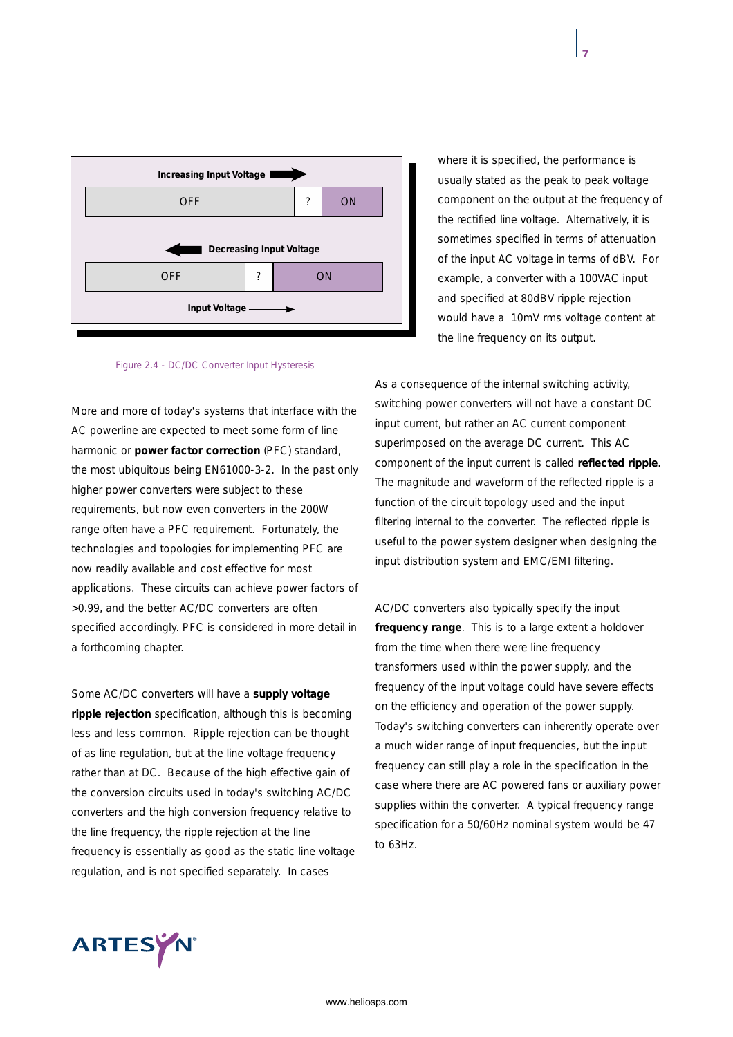| Increasing Input Voltage → | | |
|---|---|---|
| OFF | ? | ON |

| ← Decreasing Input Voltage | | |
|---|---|---|
| OFF | ? | ON |

Input Voltage →

Figure 2.4 - DC/DC Converter Input Hysteresis

More and more of today's systems that interface with the AC powerline are expected to meet some form of line harmonic or **power factor correction** (PFC) standard, the most ubiquitous being EN61000-3-2. In the past only higher power converters were subject to these requirements, but now even converters in the 200W range often have a PFC requirement. Fortunately, the technologies and topologies for implementing PFC are now readily available and cost effective for most applications. These circuits can achieve power factors of >0.99, and the better AC/DC converters are often specified accordingly. PFC is considered in more detail in a forthcoming chapter.

Some AC/DC converters will have a **supply voltage ripple rejection** specification, although this is becoming less and less common. Ripple rejection can be thought of as line regulation, but at the line voltage frequency rather than at DC. Because of the high effective gain of the conversion circuits used in today's switching AC/DC converters and the high conversion frequency relative to the line frequency, the ripple rejection at the line frequency is essentially as good as the static line voltage regulation, and is not specified separately. In cases where it is specified, the performance is usually stated as the peak to peak voltage component on the output at the frequency of the rectified line voltage. Alternatively, it is sometimes specified in terms of attenuation of the input AC voltage in terms of dBV. For example, a converter with a 100VAC input and specified at 80dBV ripple rejection would have a 10mV rms voltage content at the line frequency on its output.

As a consequence of the internal switching activity, switching power converters will not have a constant DC input current, but rather an AC current component superimposed on the average DC current. This AC component of the input current is called **reflected ripple**. The magnitude and waveform of the reflected ripple is a function of the circuit topology used and the input filtering internal to the converter. The reflected ripple is useful to the power system designer when designing the input distribution system and EMC/EMI filtering.

AC/DC converters also typically specify the input **frequency range**. This is to a large extent a holdover from the time when there were line frequency transformers used within the power supply, and the frequency of the input voltage could have severe effects on the efficiency and operation of the power supply. Today's switching converters can inherently operate over a much wider range of input frequencies, but the input frequency can still play a role in the specification in the case where there are AC powered fans or auxiliary power supplies within the converter. A typical frequency range specification for a 50/60Hz nominal system would be 47 to 63Hz.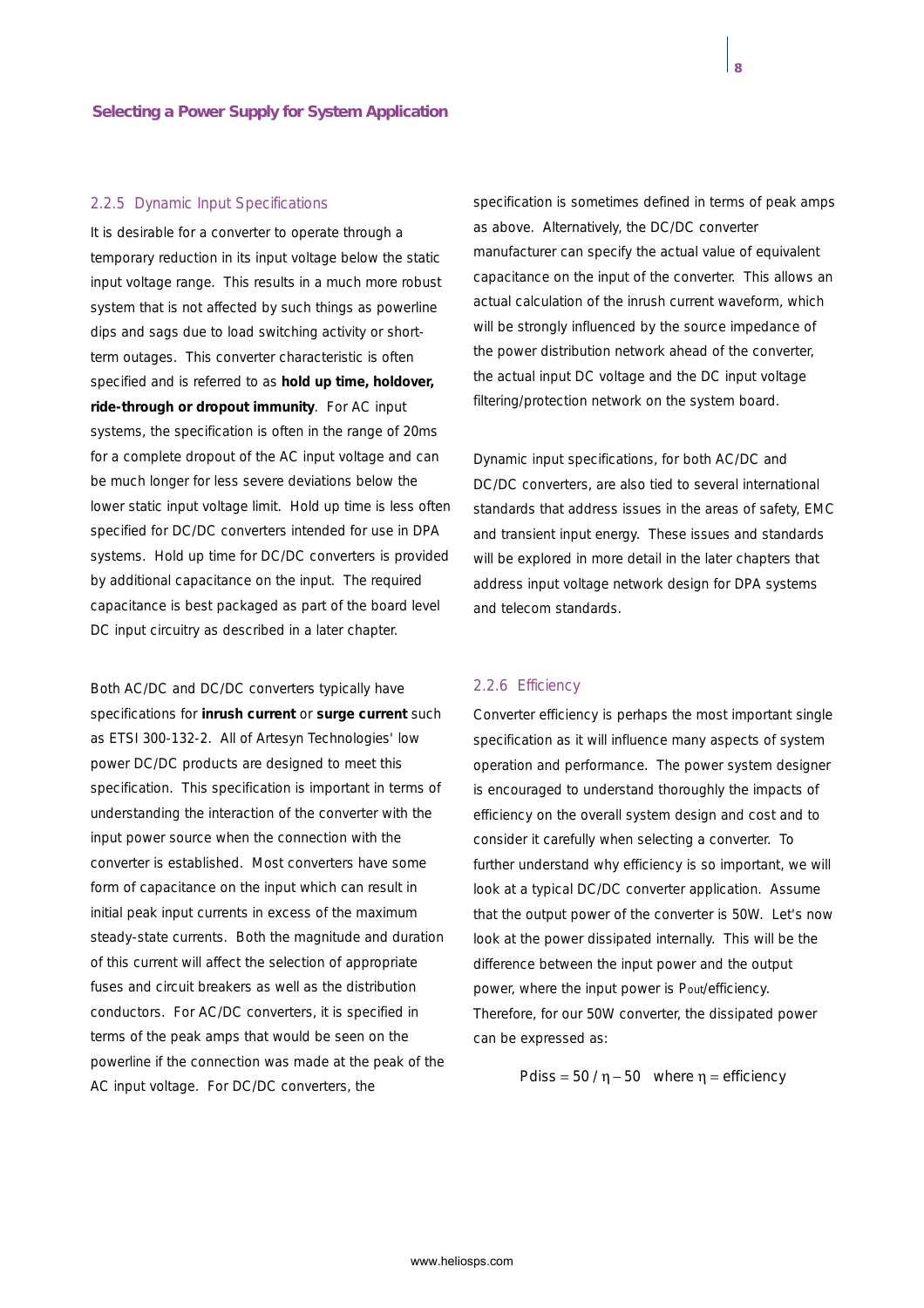### 2.2.5 Dynamic Input Specifications

It is desirable for a converter to operate through a temporary reduction in its input voltage below the static input voltage range. This results in a much more robust system that is not affected by such things as powerline dips and sags due to load switching activity or short-term outages. This converter characteristic is often specified and is referred to as **hold up time, holdover, ride-through or dropout immunity**. For AC input systems, the specification is often in the range of 20ms for a complete dropout of the AC input voltage and can be much longer for less severe deviations below the lower static input voltage limit. Hold up time is less often specified for DC/DC converters intended for use in DPA systems. Hold up time for DC/DC converters is provided by additional capacitance on the input. The required capacitance is best packaged as part of the board level DC input circuitry as described in a later chapter.

Both AC/DC and DC/DC converters typically have specifications for **inrush current** or **surge current** such as ETSI 300-132-2. All of Artesyn Technologies' low power DC/DC products are designed to meet this specification. This specification is important in terms of understanding the interaction of the converter with the input power source when the connection with the converter is established. Most converters have some form of capacitance on the input which can result in initial peak input currents in excess of the maximum steady-state currents. Both the magnitude and duration of this current will affect the selection of appropriate fuses and circuit breakers as well as the distribution conductors. For AC/DC converters, it is specified in terms of the peak amps that would be seen on the powerline if the connection was made at the peak of the AC input voltage. For DC/DC converters, the specification is sometimes defined in terms of peak amps as above. Alternatively, the DC/DC converter manufacturer can specify the actual value of equivalent capacitance on the input of the converter. This allows an actual calculation of the inrush current waveform, which will be strongly influenced by the source impedance of the power distribution network ahead of the converter, the actual input DC voltage and the DC input voltage filtering/protection network on the system board.

Dynamic input specifications, for both AC/DC and DC/DC converters, are also tied to several international standards that address issues in the areas of safety, EMC and transient input energy. These issues and standards will be explored in more detail in the later chapters that address input voltage network design for DPA systems and telecom standards.

### 2.2.6 Efficiency

Converter efficiency is perhaps the most important single specification as it will influence many aspects of system operation and performance. The power system designer is encouraged to understand thoroughly the impacts of efficiency on the overall system design and cost and to consider it carefully when selecting a converter. To further understand why efficiency is so important, we will look at a typical DC/DC converter application. Assume that the output power of the converter is 50W. Let's now look at the power dissipated internally. This will be the difference between the input power and the output power, where the input power is $P_{out}$/efficiency. Therefore, for our 50W converter, the dissipated power can be expressed as:

$$P_{diss} = 50/\eta - 50 \quad \text{where } \eta = \text{efficiency}$$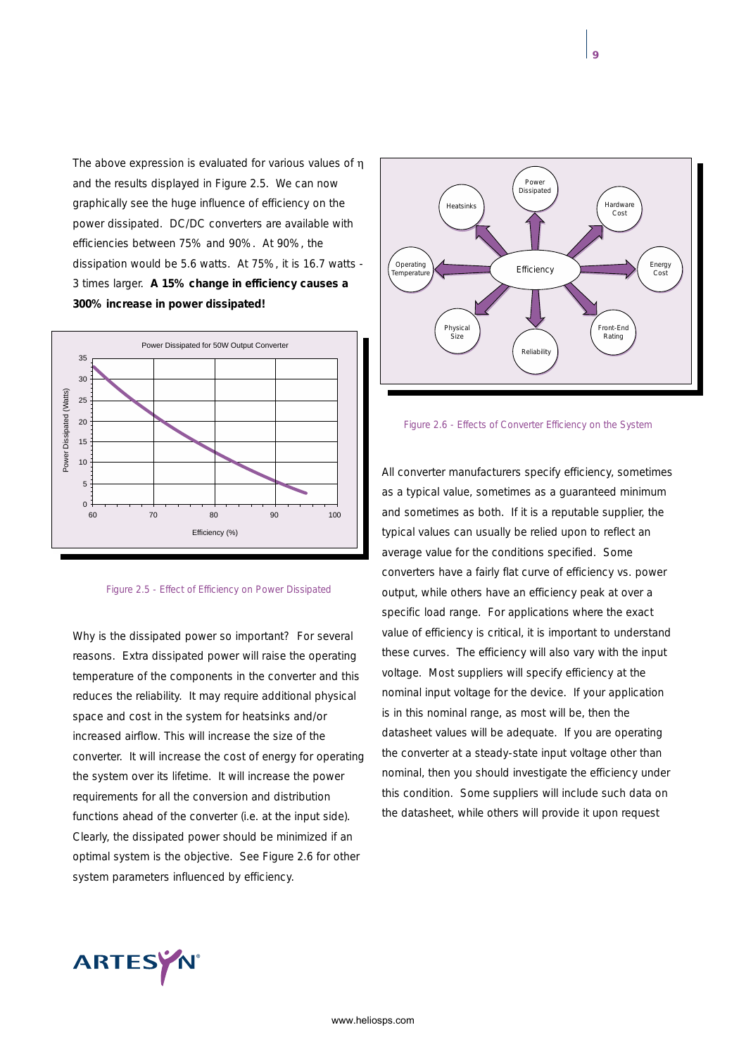The above expression is evaluated for various values of η and the results displayed in Figure 2.5. We can now graphically see the huge influence of efficiency on the power dissipated. DC/DC converters are available with efficiencies between 75% and 90%. At 90%, the dissipation would be 5.6 watts. At 75%, it is 16.7 watts - 3 times larger. **A 15% change in efficiency causes a 300% increase in power dissipated!**

Figure 2.5 - Effect of Efficiency on Power Dissipated

Why is the dissipated power so important? For several reasons. Extra dissipated power will raise the operating temperature of the components in the converter and this reduces the reliability. It may require additional physical space and cost in the system for heatsinks and/or increased airflow. This will increase the size of the converter. It will increase the cost of energy for operating the system over its lifetime. It will increase the power requirements for all the conversion and distribution functions ahead of the converter (i.e. at the input side). Clearly, the dissipated power should be minimized if an optimal system is the objective. See Figure 2.6 for other system parameters influenced by efficiency.

Figure 2.6 - Effects of Converter Efficiency on the System

All converter manufacturers specify efficiency, sometimes as a typical value, sometimes as a guaranteed minimum and sometimes as both. If it is a reputable supplier, the typical values can usually be relied upon to reflect an average value for the conditions specified. Some converters have a fairly flat curve of efficiency vs. power output, while others have an efficiency peak at over a specific load range. For applications where the exact value of efficiency is critical, it is important to understand these curves. The efficiency will also vary with the input voltage. Most suppliers will specify efficiency at the nominal input voltage for the device. If your application is in this nominal range, as most will be, then the datasheet values will be adequate. If you are operating the converter at a steady-state input voltage other than nominal, then you should investigate the efficiency under this condition. Some suppliers will include such data on the datasheet, while others will provide it upon request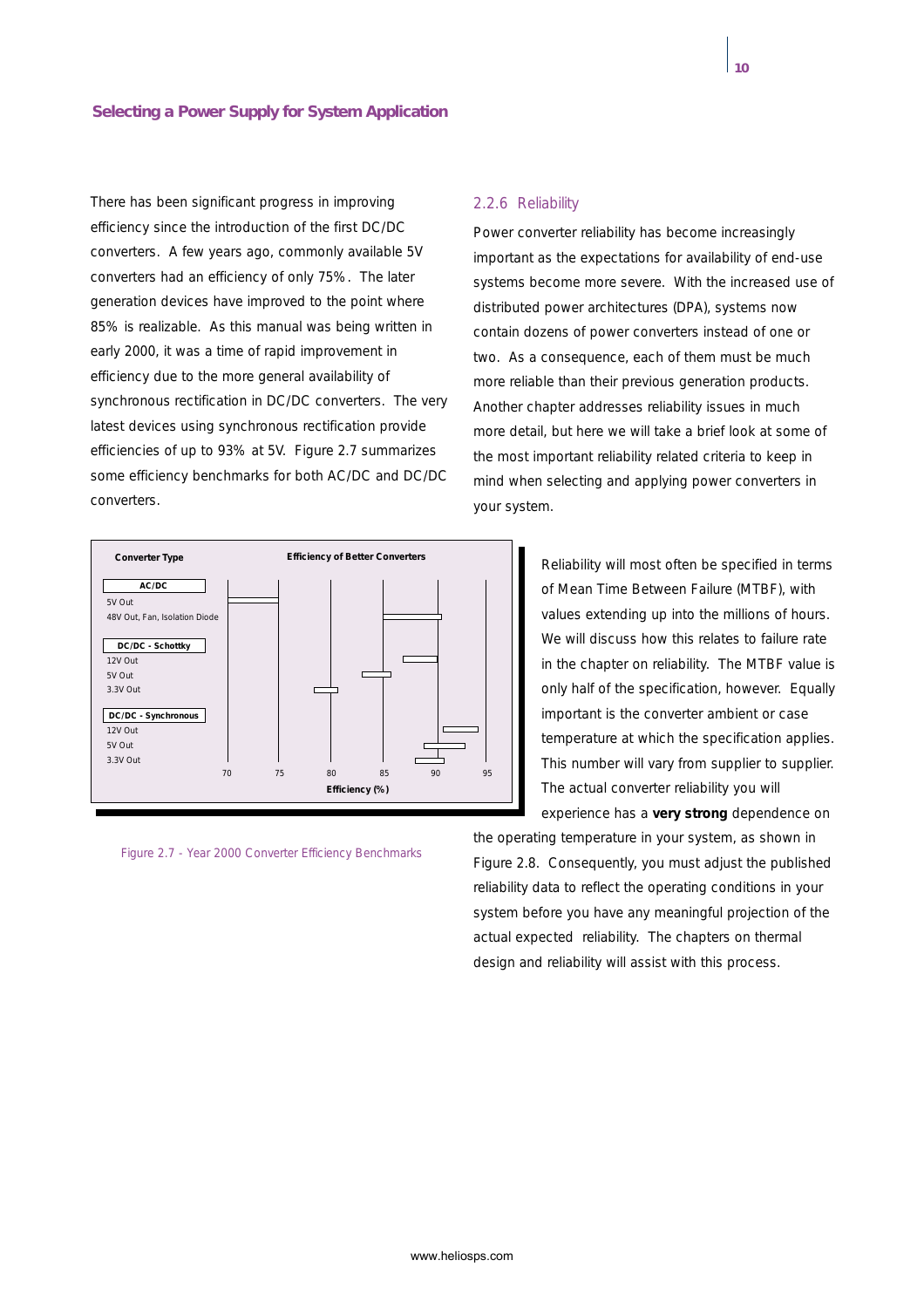### Selecting a Power Supply for System Application

There has been significant progress in improving efficiency since the introduction of the first DC/DC converters. A few years ago, commonly available 5V converters had an efficiency of only 75%. The later generation devices have improved to the point where 85% is realizable. As this manual was being written in early 2000, it was a time of rapid improvement in efficiency due to the more general availability of synchronous rectification in DC/DC converters. The very latest devices using synchronous rectification provide efficiencies of up to 93% at 5V. Figure 2.7 summarizes some efficiency benchmarks for both AC/DC and DC/DC converters.

| Converter Type | Efficiency of Better Converters |
| --- | --- |
| **AC/DC** | |
| 5V Out | |
| 48V Out, Fan, Isolation Diode | |
| **DC/DC - Schottky** | |
| 12V Out | |
| 5V Out | |
| 3.3V Out | |
| **DC/DC - Synchronous** | |
| 12V Out | |
| 5V Out | |
| 3.3V Out | |

Efficiency (%): 70, 75, 80, 85, 90, 95

Figure 2.7 - Year 2000 Converter Efficiency Benchmarks

## 2.2.6 Reliability

Power converter reliability has become increasingly important as the expectations for availability of end-use systems become more severe. With the increased use of distributed power architectures (DPA), systems now contain dozens of power converters instead of one or two. As a consequence, each of them must be much more reliable than their previous generation products. Another chapter addresses reliability issues in much more detail, but here we will take a brief look at some of the most important reliability related criteria to keep in mind when selecting and applying power converters in your system.

Reliability will most often be specified in terms of Mean Time Between Failure (MTBF), with values extending up into the millions of hours. We will discuss how this relates to failure rate in the chapter on reliability. The MTBF value is only half of the specification, however. Equally important is the converter ambient or case temperature at which the specification applies. This number will vary from supplier to supplier. The actual converter reliability you will experience has a **very strong** dependence on the operating temperature in your system, as shown in Figure 2.8. Consequently, you must adjust the published reliability data to reflect the operating conditions in your system before you have any meaningful projection of the actual expected reliability. The chapters on thermal design and reliability will assist with this process.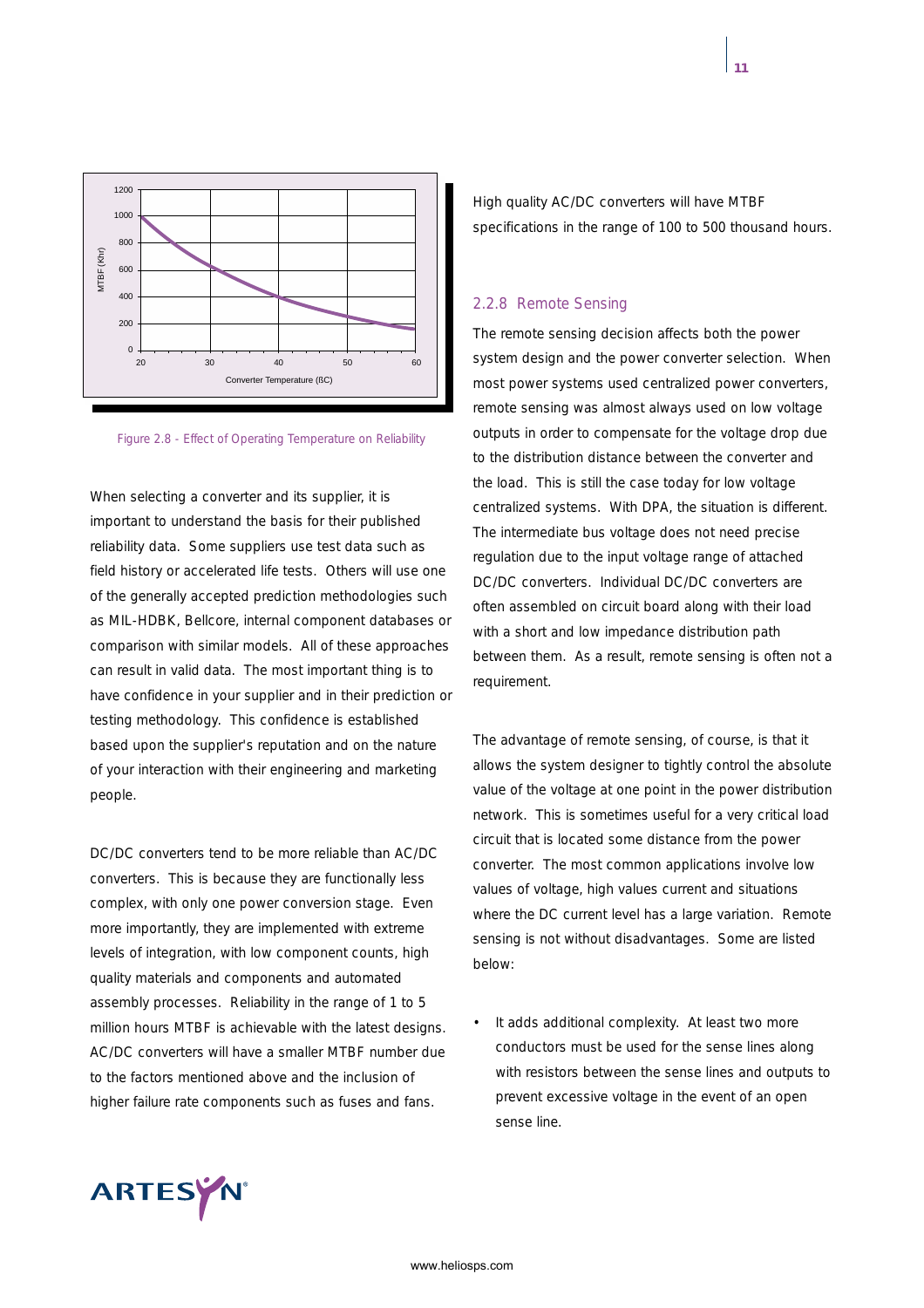Figure 2.8 - Effect of Operating Temperature on Reliability

When selecting a converter and its supplier, it is important to understand the basis for their published reliability data. Some suppliers use test data such as field history or accelerated life tests. Others will use one of the generally accepted prediction methodologies such as MIL-HDBK, Bellcore, internal component databases or comparison with similar models. All of these approaches can result in valid data. The most important thing is to have confidence in your supplier and in their prediction or testing methodology. This confidence is established based upon the supplier's reputation and on the nature of your interaction with their engineering and marketing people.

DC/DC converters tend to be more reliable than AC/DC converters. This is because they are functionally less complex, with only one power conversion stage. Even more importantly, they are implemented with extreme levels of integration, with low component counts, high quality materials and components and automated assembly processes. Reliability in the range of 1 to 5 million hours MTBF is achievable with the latest designs. AC/DC converters will have a smaller MTBF number due to the factors mentioned above and the inclusion of higher failure rate components such as fuses and fans.

High quality AC/DC converters will have MTBF specifications in the range of 100 to 500 thousand hours.

### 2.2.8 Remote Sensing

The remote sensing decision affects both the power system design and the power converter selection. When most power systems used centralized power converters, remote sensing was almost always used on low voltage outputs in order to compensate for the voltage drop due to the distribution distance between the converter and the load. This is still the case today for low voltage centralized systems. With DPA, the situation is different. The intermediate bus voltage does not need precise regulation due to the input voltage range of attached DC/DC converters. Individual DC/DC converters are often assembled on circuit board along with their load with a short and low impedance distribution path between them. As a result, remote sensing is often not a requirement.

The advantage of remote sensing, of course, is that it allows the system designer to tightly control the absolute value of the voltage at one point in the power distribution network. This is sometimes useful for a very critical load circuit that is located some distance from the power converter. The most common applications involve low values of voltage, high values current and situations where the DC current level has a large variation. Remote sensing is not without disadvantages. Some are listed below:

- It adds additional complexity. At least two more conductors must be used for the sense lines along with resistors between the sense lines and outputs to prevent excessive voltage in the event of an open sense line.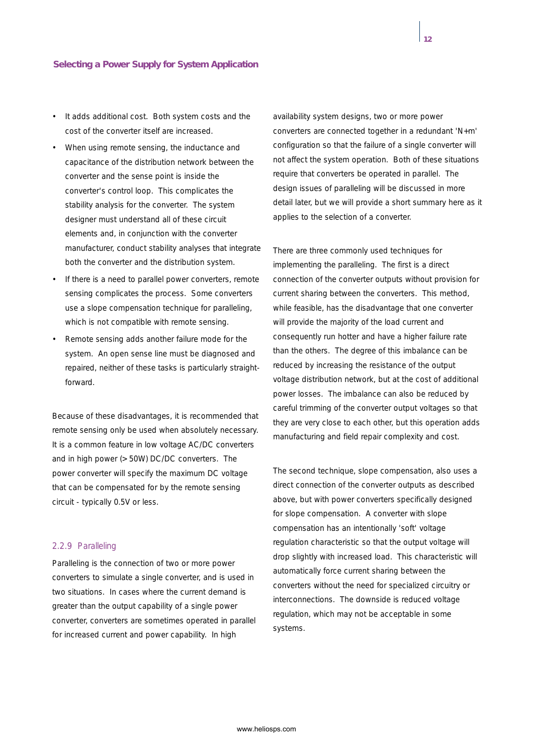- It adds additional cost. Both system costs and the cost of the converter itself are increased.
- When using remote sensing, the inductance and capacitance of the distribution network between the converter and the sense point is inside the converter's control loop. This complicates the stability analysis for the converter. The system designer must understand all of these circuit elements and, in conjunction with the converter manufacturer, conduct stability analyses that integrate both the converter and the distribution system.
- If there is a need to parallel power converters, remote sensing complicates the process. Some converters use a slope compensation technique for paralleling, which is not compatible with remote sensing.
- Remote sensing adds another failure mode for the system. An open sense line must be diagnosed and repaired, neither of these tasks is particularly straight-forward.

Because of these disadvantages, it is recommended that remote sensing only be used when absolutely necessary. It is a common feature in low voltage AC/DC converters and in high power (> 50W) DC/DC converters. The power converter will specify the maximum DC voltage that can be compensated for by the remote sensing circuit - typically 0.5V or less.

### 2.2.9 Paralleling

Paralleling is the connection of two or more power converters to simulate a single converter, and is used in two situations. In cases where the current demand is greater than the output capability of a single power converter, converters are sometimes operated in parallel for increased current and power capability. In high availability system designs, two or more power converters are connected together in a redundant 'N+m' configuration so that the failure of a single converter will not affect the system operation. Both of these situations require that converters be operated in parallel. The design issues of paralleling will be discussed in more detail later, but we will provide a short summary here as it applies to the selection of a converter.

There are three commonly used techniques for implementing the paralleling. The first is a direct connection of the converter outputs without provision for current sharing between the converters. This method, while feasible, has the disadvantage that one converter will provide the majority of the load current and consequently run hotter and have a higher failure rate than the others. The degree of this imbalance can be reduced by increasing the resistance of the output voltage distribution network, but at the cost of additional power losses. The imbalance can also be reduced by careful trimming of the converter output voltages so that they are very close to each other, but this operation adds manufacturing and field repair complexity and cost.

The second technique, slope compensation, also uses a direct connection of the converter outputs as described above, but with power converters specifically designed for slope compensation. A converter with slope compensation has an intentionally 'soft' voltage regulation characteristic so that the output voltage will drop slightly with increased load. This characteristic will automatically force current sharing between the converters without the need for specialized circuitry or interconnections. The downside is reduced voltage regulation, which may not be acceptable in some systems.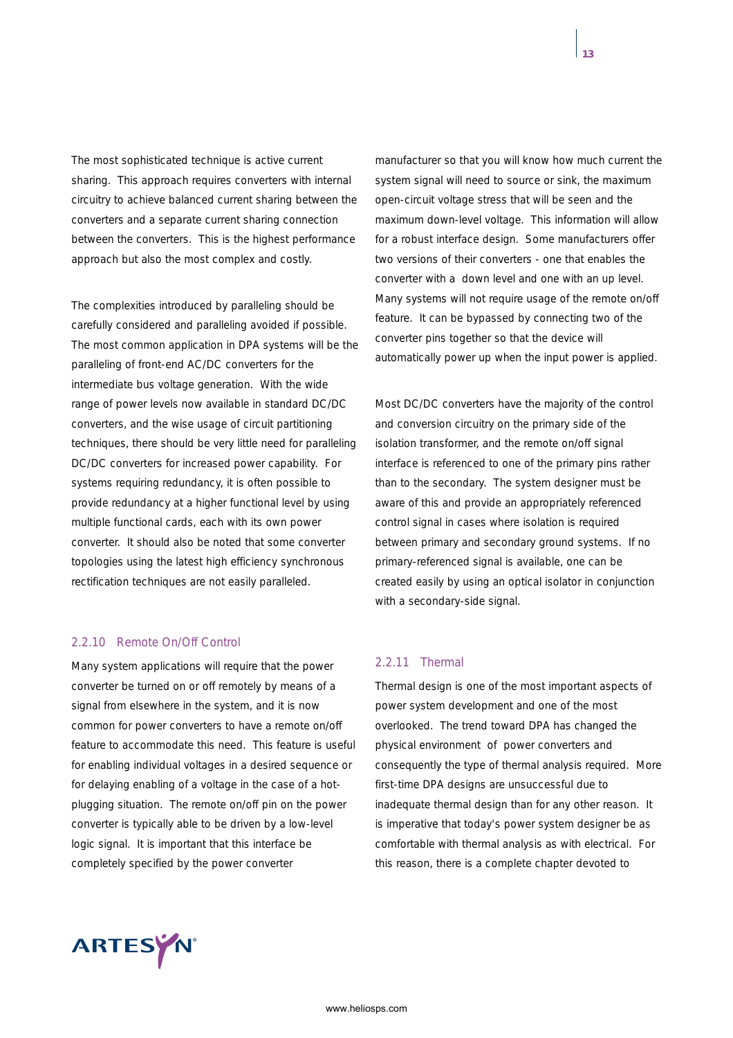The most sophisticated technique is active current sharing. This approach requires converters with internal circuitry to achieve balanced current sharing between the converters and a separate current sharing connection between the converters. This is the highest performance approach but also the most complex and costly.

The complexities introduced by paralleling should be carefully considered and paralleling avoided if possible. The most common application in DPA systems will be the paralleling of front-end AC/DC converters for the intermediate bus voltage generation. With the wide range of power levels now available in standard DC/DC converters, and the wise usage of circuit partitioning techniques, there should be very little need for paralleling DC/DC converters for increased power capability. For systems requiring redundancy, it is often possible to provide redundancy at a higher functional level by using multiple functional cards, each with its own power converter. It should also be noted that some converter topologies using the latest high efficiency synchronous rectification techniques are not easily paralleled.

### 2.2.10 Remote On/Off Control

Many system applications will require that the power converter be turned on or off remotely by means of a signal from elsewhere in the system, and it is now common for power converters to have a remote on/off feature to accommodate this need. This feature is useful for enabling individual voltages in a desired sequence or for delaying enabling of a voltage in the case of a hot-plugging situation. The remote on/off pin on the power converter is typically able to be driven by a low-level logic signal. It is important that this interface be completely specified by the power converter manufacturer so that you will know how much current the system signal will need to source or sink, the maximum open-circuit voltage stress that will be seen and the maximum down-level voltage. This information will allow for a robust interface design. Some manufacturers offer two versions of their converters - one that enables the converter with a down level and one with an up level. Many systems will not require usage of the remote on/off feature. It can be bypassed by connecting two of the converter pins together so that the device will automatically power up when the input power is applied.

Most DC/DC converters have the majority of the control and conversion circuitry on the primary side of the isolation transformer, and the remote on/off signal interface is referenced to one of the primary pins rather than to the secondary. The system designer must be aware of this and provide an appropriately referenced control signal in cases where isolation is required between primary and secondary ground systems. If no primary-referenced signal is available, one can be created easily by using an optical isolator in conjunction with a secondary-side signal.

### 2.2.11 Thermal

Thermal design is one of the most important aspects of power system development and one of the most overlooked. The trend toward DPA has changed the physical environment of power converters and consequently the type of thermal analysis required. More first-time DPA designs are unsuccessful due to inadequate thermal design than for any other reason. It is imperative that today's power system designer be as comfortable with thermal analysis as with electrical. For this reason, there is a complete chapter devoted to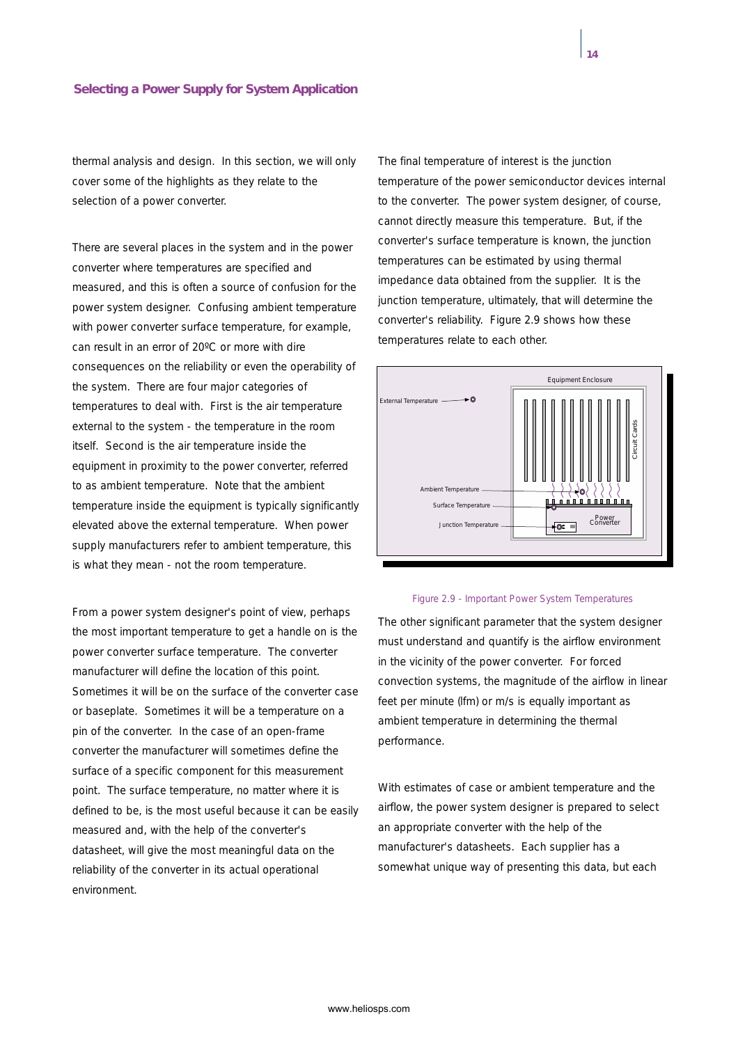thermal analysis and design. In this section, we will only cover some of the highlights as they relate to the selection of a power converter.

There are several places in the system and in the power converter where temperatures are specified and measured, and this is often a source of confusion for the power system designer. Confusing ambient temperature with power converter surface temperature, for example, can result in an error of 20ºC or more with dire consequences on the reliability or even the operability of the system. There are four major categories of temperatures to deal with. First is the air temperature external to the system - the temperature in the room itself. Second is the air temperature inside the equipment in proximity to the power converter, referred to as ambient temperature. Note that the ambient temperature inside the equipment is typically significantly elevated above the external temperature. When power supply manufacturers refer to ambient temperature, this is what they mean - not the room temperature.

From a power system designer's point of view, perhaps the most important temperature to get a handle on is the power converter surface temperature. The converter manufacturer will define the location of this point. Sometimes it will be on the surface of the converter case or baseplate. Sometimes it will be a temperature on a pin of the converter. In the case of an open-frame converter the manufacturer will sometimes define the surface of a specific component for this measurement point. The surface temperature, no matter where it is defined to be, is the most useful because it can be easily measured and, with the help of the converter's datasheet, will give the most meaningful data on the reliability of the converter in its actual operational environment.

The final temperature of interest is the junction temperature of the power semiconductor devices internal to the converter. The power system designer, of course, cannot directly measure this temperature. But, if the converter's surface temperature is known, the junction temperatures can be estimated by using thermal impedance data obtained from the supplier. It is the junction temperature, ultimately, that will determine the converter's reliability. Figure 2.9 shows how these temperatures relate to each other.

Figure 2.9 - Important Power System Temperatures

The other significant parameter that the system designer must understand and quantify is the airflow environment in the vicinity of the power converter. For forced convection systems, the magnitude of the airflow in linear feet per minute (lfm) or m/s is equally important as ambient temperature in determining the thermal performance.

With estimates of case or ambient temperature and the airflow, the power system designer is prepared to select an appropriate converter with the help of the manufacturer's datasheets. Each supplier has a somewhat unique way of presenting this data, but each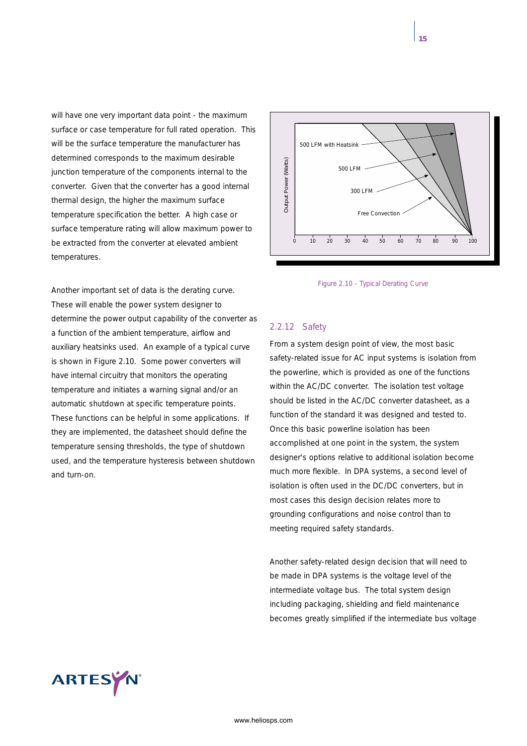will have one very important data point - the maximum surface or case temperature for full rated operation. This will be the surface temperature the manufacturer has determined corresponds to the maximum desirable junction temperature of the components internal to the converter. Given that the converter has a good internal thermal design, the higher the maximum surface temperature specification the better. A high case or surface temperature rating will allow maximum power to be extracted from the converter at elevated ambient temperatures.

Another important set of data is the derating curve. These will enable the power system designer to determine the power output capability of the converter as a function of the ambient temperature, airflow and auxiliary heatsinks used. An example of a typical curve is shown in Figure 2.10. Some power converters will have internal circuitry that monitors the operating temperature and initiates a warning signal and/or an automatic shutdown at specific temperature points. These functions can be helpful in some applications. If they are implemented, the datasheet should define the temperature sensing thresholds, the type of shutdown used, and the temperature hysteresis between shutdown and turn-on.

Figure 2.10 - Typical Derating Curve

### 2.2.12 Safety

From a system design point of view, the most basic safety-related issue for AC input systems is isolation from the powerline, which is provided as one of the functions within the AC/DC converter. The isolation test voltage should be listed in the AC/DC converter datasheet, as a function of the standard it was designed and tested to. Once this basic powerline isolation has been accomplished at one point in the system, the system designer's options relative to additional isolation become much more flexible. In DPA systems, a second level of isolation is often used in the DC/DC converters, but in most cases this design decision relates more to grounding configurations and noise control than to meeting required safety standards.

Another safety-related design decision that will need to be made in DPA systems is the voltage level of the intermediate voltage bus. The total system design including packaging, shielding and field maintenance becomes greatly simplified if the intermediate bus voltage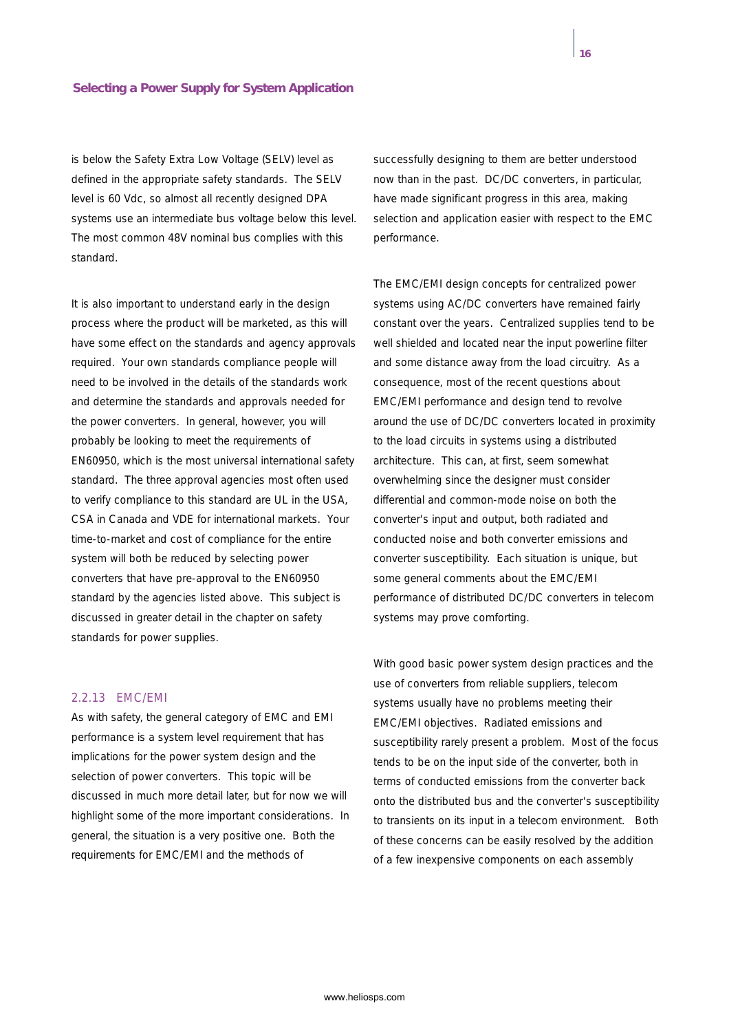is below the Safety Extra Low Voltage (SELV) level as defined in the appropriate safety standards. The SELV level is 60 Vdc, so almost all recently designed DPA systems use an intermediate bus voltage below this level. The most common 48V nominal bus complies with this standard.

It is also important to understand early in the design process where the product will be marketed, as this will have some effect on the standards and agency approvals required. Your own standards compliance people will need to be involved in the details of the standards work and determine the standards and approvals needed for the power converters. In general, however, you will probably be looking to meet the requirements of EN60950, which is the most universal international safety standard. The three approval agencies most often used to verify compliance to this standard are UL in the USA, CSA in Canada and VDE for international markets. Your time-to-market and cost of compliance for the entire system will both be reduced by selecting power converters that have pre-approval to the EN60950 standard by the agencies listed above. This subject is discussed in greater detail in the chapter on safety standards for power supplies.

### 2.2.13 EMC/EMI

As with safety, the general category of EMC and EMI performance is a system level requirement that has implications for the power system design and the selection of power converters. This topic will be discussed in much more detail later, but for now we will highlight some of the more important considerations. In general, the situation is a very positive one. Both the requirements for EMC/EMI and the methods of successfully designing to them are better understood now than in the past. DC/DC converters, in particular, have made significant progress in this area, making selection and application easier with respect to the EMC performance.

The EMC/EMI design concepts for centralized power systems using AC/DC converters have remained fairly constant over the years. Centralized supplies tend to be well shielded and located near the input powerline filter and some distance away from the load circuitry. As a consequence, most of the recent questions about EMC/EMI performance and design tend to revolve around the use of DC/DC converters located in proximity to the load circuits in systems using a distributed architecture. This can, at first, seem somewhat overwhelming since the designer must consider differential and common-mode noise on both the converter's input and output, both radiated and conducted noise and both converter emissions and converter susceptibility. Each situation is unique, but some general comments about the EMC/EMI performance of distributed DC/DC converters in telecom systems may prove comforting.

With good basic power system design practices and the use of converters from reliable suppliers, telecom systems usually have no problems meeting their EMC/EMI objectives. Radiated emissions and susceptibility rarely present a problem. Most of the focus tends to be on the input side of the converter, both in terms of conducted emissions from the converter back onto the distributed bus and the converter's susceptibility to transients on its input in a telecom environment. Both of these concerns can be easily resolved by the addition of a few inexpensive components on each assembly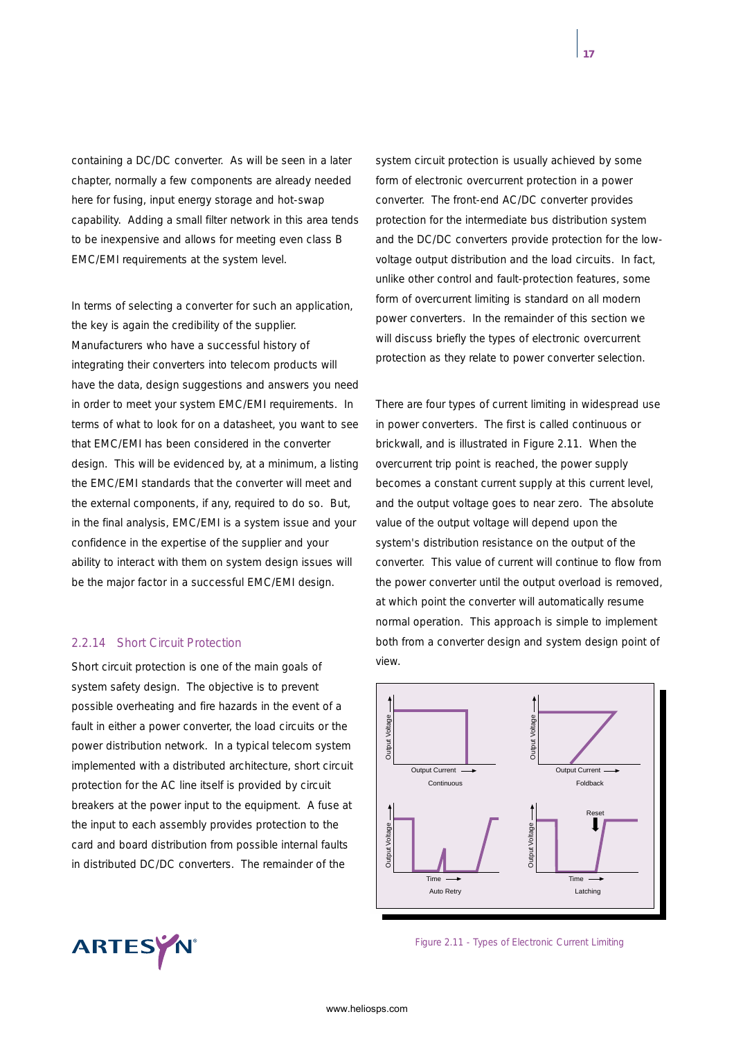containing a DC/DC converter. As will be seen in a later chapter, normally a few components are already needed here for fusing, input energy storage and hot-swap capability. Adding a small filter network in this area tends to be inexpensive and allows for meeting even class B EMC/EMI requirements at the system level.

In terms of selecting a converter for such an application, the key is again the credibility of the supplier. Manufacturers who have a successful history of integrating their converters into telecom products will have the data, design suggestions and answers you need in order to meet your system EMC/EMI requirements. In terms of what to look for on a datasheet, you want to see that EMC/EMI has been considered in the converter design. This will be evidenced by, at a minimum, a listing the EMC/EMI standards that the converter will meet and the external components, if any, required to do so. But, in the final analysis, EMC/EMI is a system issue and your confidence in the expertise of the supplier and your ability to interact with them on system design issues will be the major factor in a successful EMC/EMI design.

### 2.2.14 Short Circuit Protection

Short circuit protection is one of the main goals of system safety design. The objective is to prevent possible overheating and fire hazards in the event of a fault in either a power converter, the load circuits or the power distribution network. In a typical telecom system implemented with a distributed architecture, short circuit protection for the AC line itself is provided by circuit breakers at the power input to the equipment. A fuse at the input to each assembly provides protection to the card and board distribution from possible internal faults in distributed DC/DC converters. The remainder of the system circuit protection is usually achieved by some form of electronic overcurrent protection in a power converter. The front-end AC/DC converter provides protection for the intermediate bus distribution system and the DC/DC converters provide protection for the low-voltage output distribution and the load circuits. In fact, unlike other control and fault-protection features, some form of overcurrent limiting is standard on all modern power converters. In the remainder of this section we will discuss briefly the types of electronic overcurrent protection as they relate to power converter selection.

There are four types of current limiting in widespread use in power converters. The first is called continuous or brickwall, and is illustrated in Figure 2.11. When the overcurrent trip point is reached, the power supply becomes a constant current supply at this current level, and the output voltage goes to near zero. The absolute value of the output voltage will depend upon the system's distribution resistance on the output of the converter. This value of current will continue to flow from the power converter until the output overload is removed, at which point the converter will automatically resume normal operation. This approach is simple to implement both from a converter design and system design point of view.

Figure 2.11 - Types of Electronic Current Limiting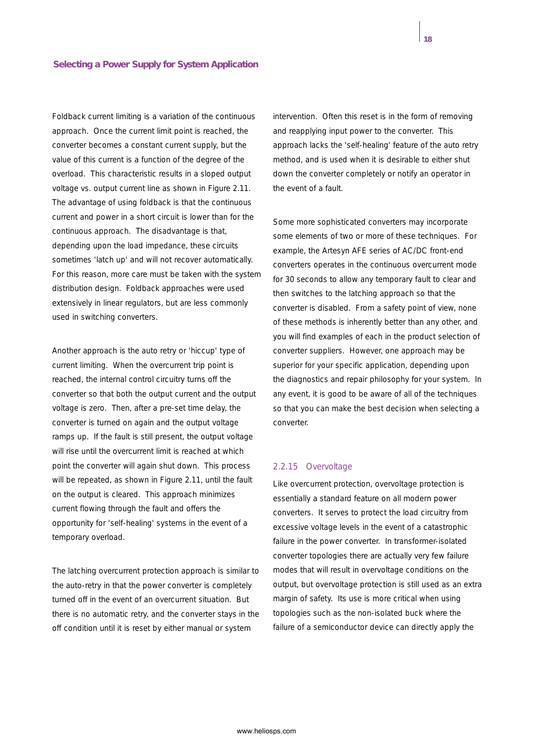Foldback current limiting is a variation of the continuous approach. Once the current limit point is reached, the converter becomes a constant current supply, but the value of this current is a function of the degree of the overload. This characteristic results in a sloped output voltage vs. output current line as shown in Figure 2.11. The advantage of using foldback is that the continuous current and power in a short circuit is lower than for the continuous approach. The disadvantage is that, depending upon the load impedance, these circuits sometimes 'latch up' and will not recover automatically. For this reason, more care must be taken with the system distribution design. Foldback approaches were used extensively in linear regulators, but are less commonly used in switching converters.

Another approach is the auto retry or 'hiccup' type of current limiting. When the overcurrent trip point is reached, the internal control circuitry turns off the converter so that both the output current and the output voltage is zero. Then, after a pre-set time delay, the converter is turned on again and the output voltage ramps up. If the fault is still present, the output voltage will rise until the overcurrent limit is reached at which point the converter will again shut down. This process will be repeated, as shown in Figure 2.11, until the fault on the output is cleared. This approach minimizes current flowing through the fault and offers the opportunity for 'self-healing' systems in the event of a temporary overload.

The latching overcurrent protection approach is similar to the auto-retry in that the power converter is completely turned off in the event of an overcurrent situation. But there is no automatic retry, and the converter stays in the off condition until it is reset by either manual or system intervention. Often this reset is in the form of removing and reapplying input power to the converter. This approach lacks the 'self-healing' feature of the auto retry method, and is used when it is desirable to either shut down the converter completely or notify an operator in the event of a fault.

Some more sophisticated converters may incorporate some elements of two or more of these techniques. For example, the Artesyn AFE series of AC/DC front-end converters operates in the continuous overcurrent mode for 30 seconds to allow any temporary fault to clear and then switches to the latching approach so that the converter is disabled. From a safety point of view, none of these methods is inherently better than any other, and you will find examples of each in the product selection of converter suppliers. However, one approach may be superior for your specific application, depending upon the diagnostics and repair philosophy for your system. In any event, it is good to be aware of all of the techniques so that you can make the best decision when selecting a converter.

### 2.2.15 Overvoltage

Like overcurrent protection, overvoltage protection is essentially a standard feature on all modern power converters. It serves to protect the load circuitry from excessive voltage levels in the event of a catastrophic failure in the power converter. In transformer-isolated converter topologies there are actually very few failure modes that will result in overvoltage conditions on the output, but overvoltage protection is still used as an extra margin of safety. Its use is more critical when using topologies such as the non-isolated buck where the failure of a semiconductor device can directly apply the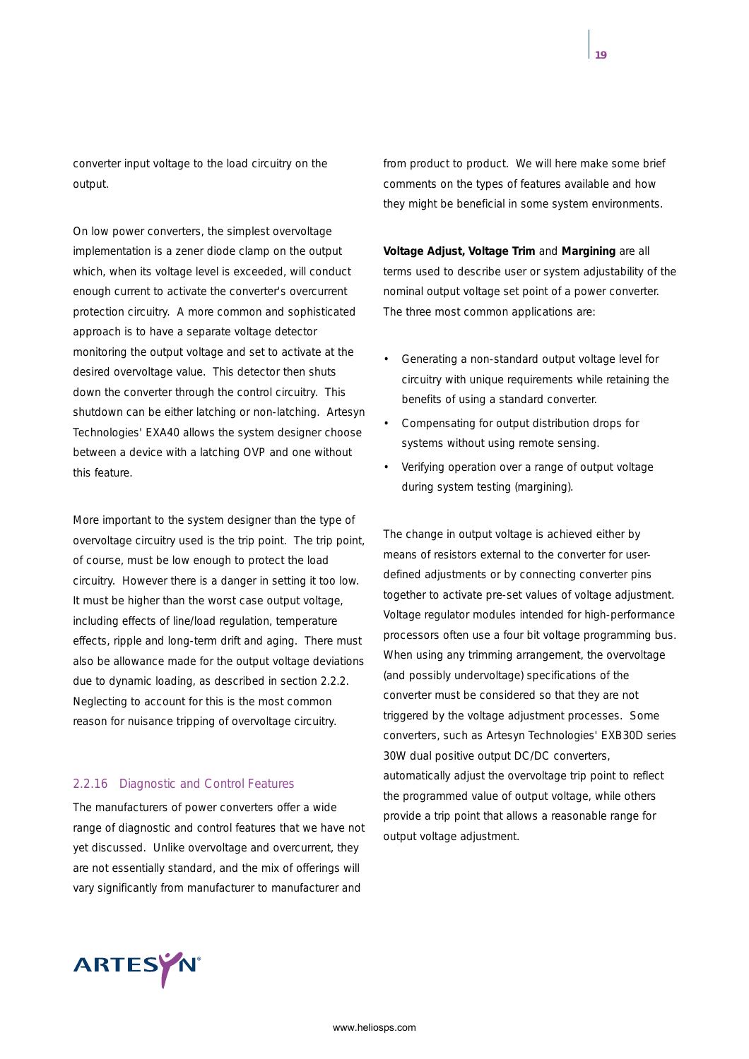converter input voltage to the load circuitry on the output.

On low power converters, the simplest overvoltage implementation is a zener diode clamp on the output which, when its voltage level is exceeded, will conduct enough current to activate the converter's overcurrent protection circuitry. A more common and sophisticated approach is to have a separate voltage detector monitoring the output voltage and set to activate at the desired overvoltage value. This detector then shuts down the converter through the control circuitry. This shutdown can be either latching or non-latching. Artesyn Technologies' EXA40 allows the system designer choose between a device with a latching OVP and one without this feature.

More important to the system designer than the type of overvoltage circuitry used is the trip point. The trip point, of course, must be low enough to protect the load circuitry. However there is a danger in setting it too low. It must be higher than the worst case output voltage, including effects of line/load regulation, temperature effects, ripple and long-term drift and aging. There must also be allowance made for the output voltage deviations due to dynamic loading, as described in section 2.2.2. Neglecting to account for this is the most common reason for nuisance tripping of overvoltage circuitry.

### 2.2.16 Diagnostic and Control Features

The manufacturers of power converters offer a wide range of diagnostic and control features that we have not yet discussed. Unlike overvoltage and overcurrent, they are not essentially standard, and the mix of offerings will vary significantly from manufacturer to manufacturer and from product to product. We will here make some brief comments on the types of features available and how they might be beneficial in some system environments.

**Voltage Adjust, Voltage Trim** and **Margining** are all terms used to describe user or system adjustability of the nominal output voltage set point of a power converter. The three most common applications are:

- Generating a non-standard output voltage level for circuitry with unique requirements while retaining the benefits of using a standard converter.
- Compensating for output distribution drops for systems without using remote sensing.
- Verifying operation over a range of output voltage during system testing (margining).

The change in output voltage is achieved either by means of resistors external to the converter for user-defined adjustments or by connecting converter pins together to activate pre-set values of voltage adjustment. Voltage regulator modules intended for high-performance processors often use a four bit voltage programming bus. When using any trimming arrangement, the overvoltage (and possibly undervoltage) specifications of the converter must be considered so that they are not triggered by the voltage adjustment processes. Some converters, such as Artesyn Technologies' EXB30D series 30W dual positive output DC/DC converters, automatically adjust the overvoltage trip point to reflect the programmed value of output voltage, while others provide a trip point that allows a reasonable range for output voltage adjustment.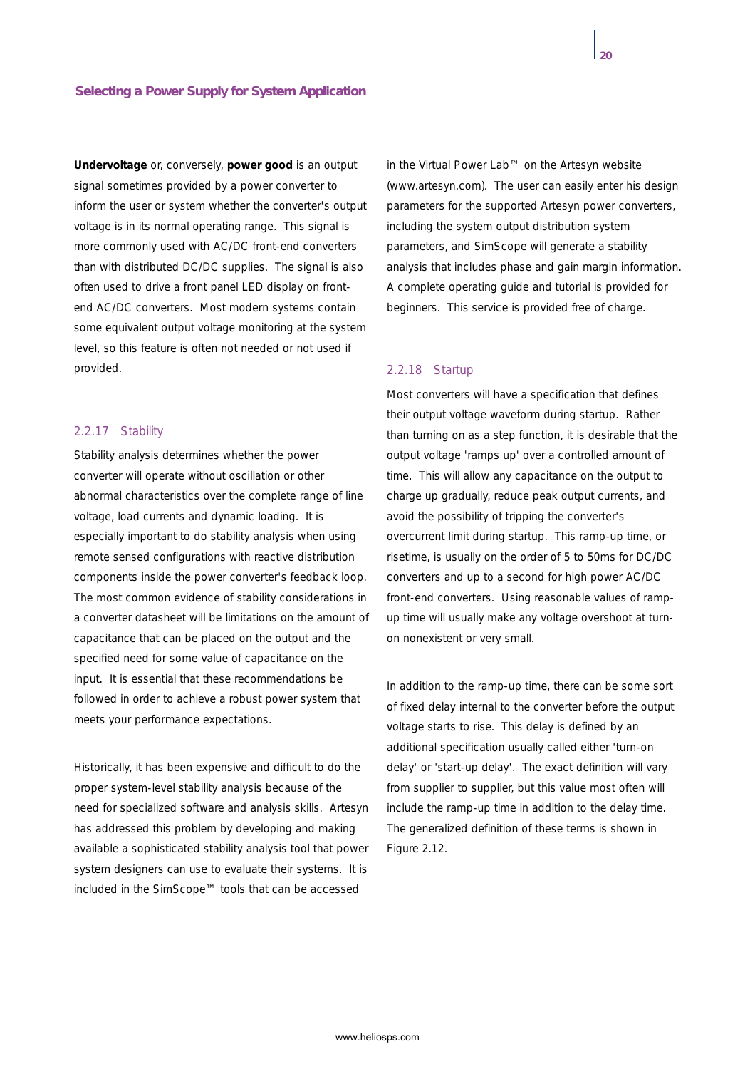**Undervoltage** or, conversely, **power good** is an output signal sometimes provided by a power converter to inform the user or system whether the converter's output voltage is in its normal operating range. This signal is more commonly used with AC/DC front-end converters than with distributed DC/DC supplies. The signal is also often used to drive a front panel LED display on front-end AC/DC converters. Most modern systems contain some equivalent output voltage monitoring at the system level, so this feature is often not needed or not used if provided.

### 2.2.17 Stability

Stability analysis determines whether the power converter will operate without oscillation or other abnormal characteristics over the complete range of line voltage, load currents and dynamic loading. It is especially important to do stability analysis when using remote sensed configurations with reactive distribution components inside the power converter's feedback loop. The most common evidence of stability considerations in a converter datasheet will be limitations on the amount of capacitance that can be placed on the output and the specified need for some value of capacitance on the input. It is essential that these recommendations be followed in order to achieve a robust power system that meets your performance expectations.

Historically, it has been expensive and difficult to do the proper system-level stability analysis because of the need for specialized software and analysis skills. Artesyn has addressed this problem by developing and making available a sophisticated stability analysis tool that power system designers can use to evaluate their systems. It is included in the SimScope™ tools that can be accessed in the Virtual Power Lab™ on the Artesyn website (www.artesyn.com). The user can easily enter his design parameters for the supported Artesyn power converters, including the system output distribution system parameters, and SimScope will generate a stability analysis that includes phase and gain margin information. A complete operating guide and tutorial is provided for beginners. This service is provided free of charge.

### 2.2.18 Startup

Most converters will have a specification that defines their output voltage waveform during startup. Rather than turning on as a step function, it is desirable that the output voltage 'ramps up' over a controlled amount of time. This will allow any capacitance on the output to charge up gradually, reduce peak output currents, and avoid the possibility of tripping the converter's overcurrent limit during startup. This ramp-up time, or risetime, is usually on the order of 5 to 50ms for DC/DC converters and up to a second for high power AC/DC front-end converters. Using reasonable values of ramp-up time will usually make any voltage overshoot at turn-on nonexistent or very small.

In addition to the ramp-up time, there can be some sort of fixed delay internal to the converter before the output voltage starts to rise. This delay is defined by an additional specification usually called either 'turn-on delay' or 'start-up delay'. The exact definition will vary from supplier to supplier, but this value most often will include the ramp-up time in addition to the delay time. The generalized definition of these terms is shown in Figure 2.12.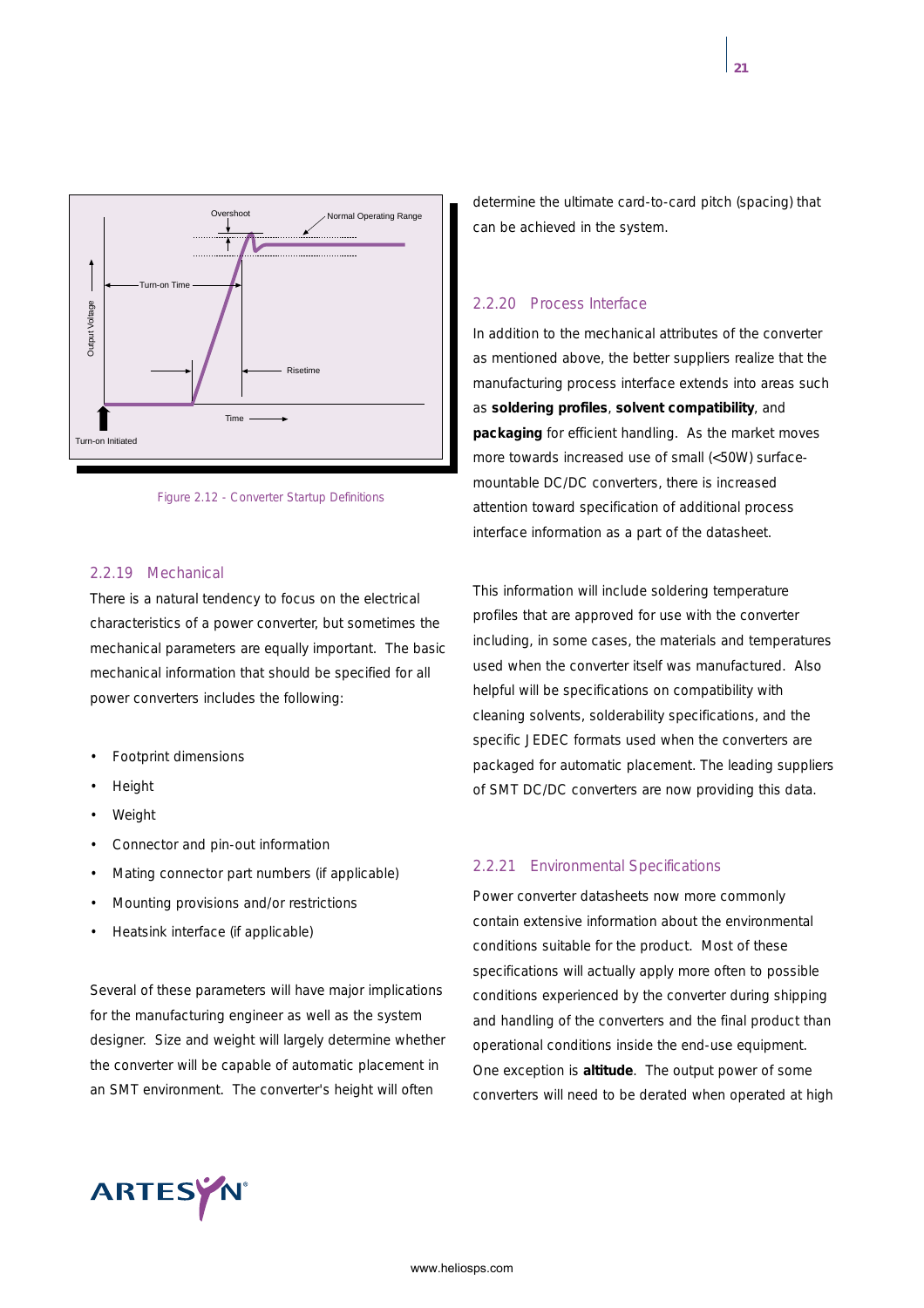Figure 2.12 - Converter Startup Definitions

### 2.2.19 Mechanical

There is a natural tendency to focus on the electrical characteristics of a power converter, but sometimes the mechanical parameters are equally important. The basic mechanical information that should be specified for all power converters includes the following:

- Footprint dimensions
- Height
- Weight
- Connector and pin-out information
- Mating connector part numbers (if applicable)
- Mounting provisions and/or restrictions
- Heatsink interface (if applicable)

Several of these parameters will have major implications for the manufacturing engineer as well as the system designer. Size and weight will largely determine whether the converter will be capable of automatic placement in an SMT environment. The converter's height will often determine the ultimate card-to-card pitch (spacing) that can be achieved in the system.

### 2.2.20 Process Interface

In addition to the mechanical attributes of the converter as mentioned above, the better suppliers realize that the manufacturing process interface extends into areas such as **soldering profiles**, **solvent compatibility**, and **packaging** for efficient handling. As the market moves more towards increased use of small (<50W) surface-mountable DC/DC converters, there is increased attention toward specification of additional process interface information as a part of the datasheet.

This information will include soldering temperature profiles that are approved for use with the converter including, in some cases, the materials and temperatures used when the converter itself was manufactured. Also helpful will be specifications on compatibility with cleaning solvents, solderability specifications, and the specific JEDEC formats used when the converters are packaged for automatic placement. The leading suppliers of SMT DC/DC converters are now providing this data.

### 2.2.21 Environmental Specifications

Power converter datasheets now more commonly contain extensive information about the environmental conditions suitable for the product. Most of these specifications will actually apply more often to possible conditions experienced by the converter during shipping and handling of the converters and the final product than operational conditions inside the end-use equipment. One exception is **altitude**. The output power of some converters will need to be derated when operated at high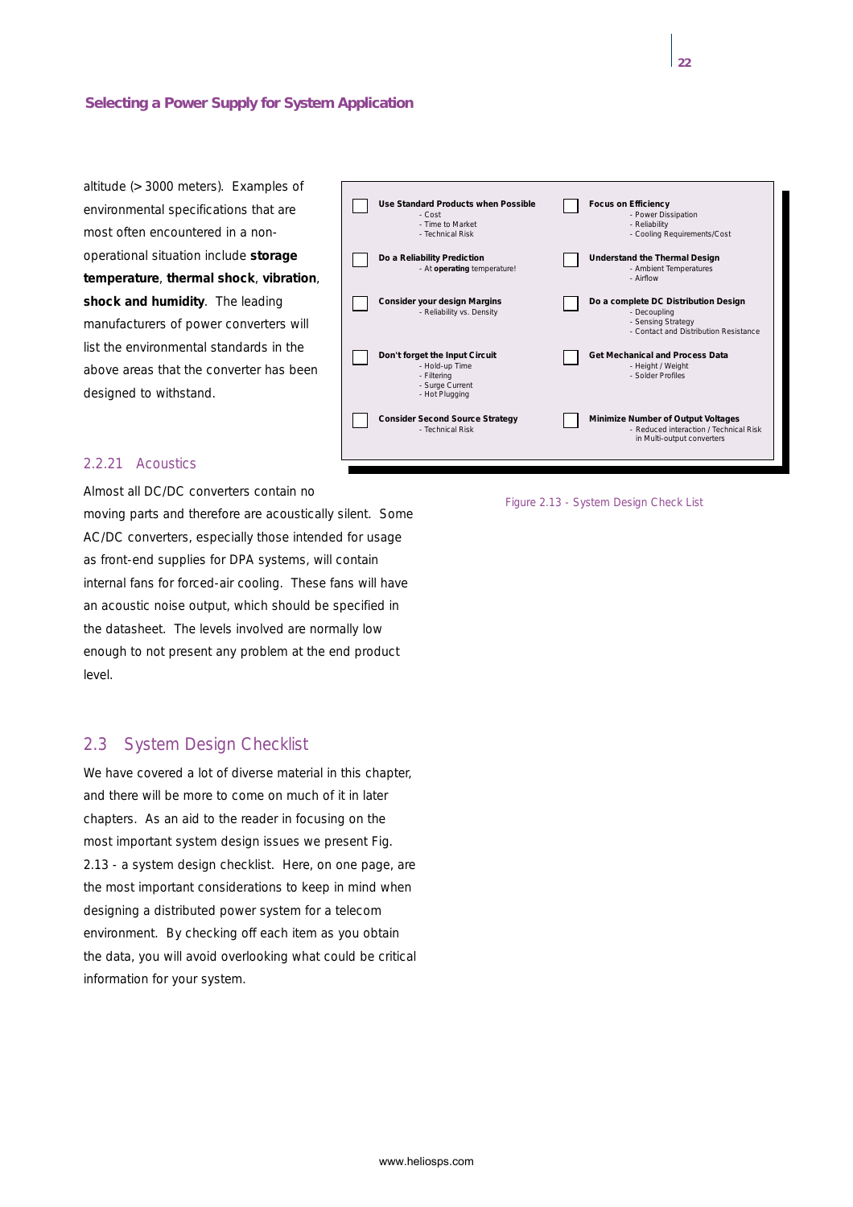altitude (> 3000 meters). Examples of environmental specifications that are most often encountered in a non-operational situation include **storage temperature**, **thermal shock**, **vibration**, **shock and humidity**. The leading manufacturers of power converters will list the environmental standards in the above areas that the converter has been designed to withstand.

### 2.2.21 Acoustics

Almost all DC/DC converters contain no moving parts and therefore are acoustically silent. Some AC/DC converters, especially those intended for usage as front-end supplies for DPA systems, will contain internal fans for forced-air cooling. These fans will have an acoustic noise output, which should be specified in the datasheet. The levels involved are normally low enough to not present any problem at the end product level.

- [ ] **Use Standard Products when Possible**
  - Cost
  - Time to Market
  - Technical Risk
- [ ] **Focus on Efficiency**
  - Power Dissipation
  - Reliability
  - Cooling Requirements/Cost
- [ ] **Do a Reliability Prediction**
  - At **operating** temperature!
- [ ] **Understand the Thermal Design**
  - Ambient Temperatures
  - Airflow
- [ ] **Consider your design Margins**
  - Reliability vs. Density
- [ ] **Do a complete DC Distribution Design**
  - Decoupling
  - Sensing Strategy
  - Contact and Distribution Resistance
- [ ] **Don't forget the Input Circuit**
  - Hold-up Time
  - Filtering
  - Surge Current
  - Hot Plugging
- [ ] **Get Mechanical and Process Data**
  - Height / Weight
  - Solder Profiles
- [ ] **Consider Second Source Strategy**
  - Technical Risk
- [ ] **Minimize Number of Output Voltages**
  - Reduced interaction / Technical Risk in Multi-output converters

Figure 2.13 - System Design Check List

## 2.3 System Design Checklist

We have covered a lot of diverse material in this chapter, and there will be more to come on much of it in later chapters. As an aid to the reader in focusing on the most important system design issues we present Fig. 2.13 - a system design checklist. Here, on one page, are the most important considerations to keep in mind when designing a distributed power system for a telecom environment. By checking off each item as you obtain the data, you will avoid overlooking what could be critical information for your system.